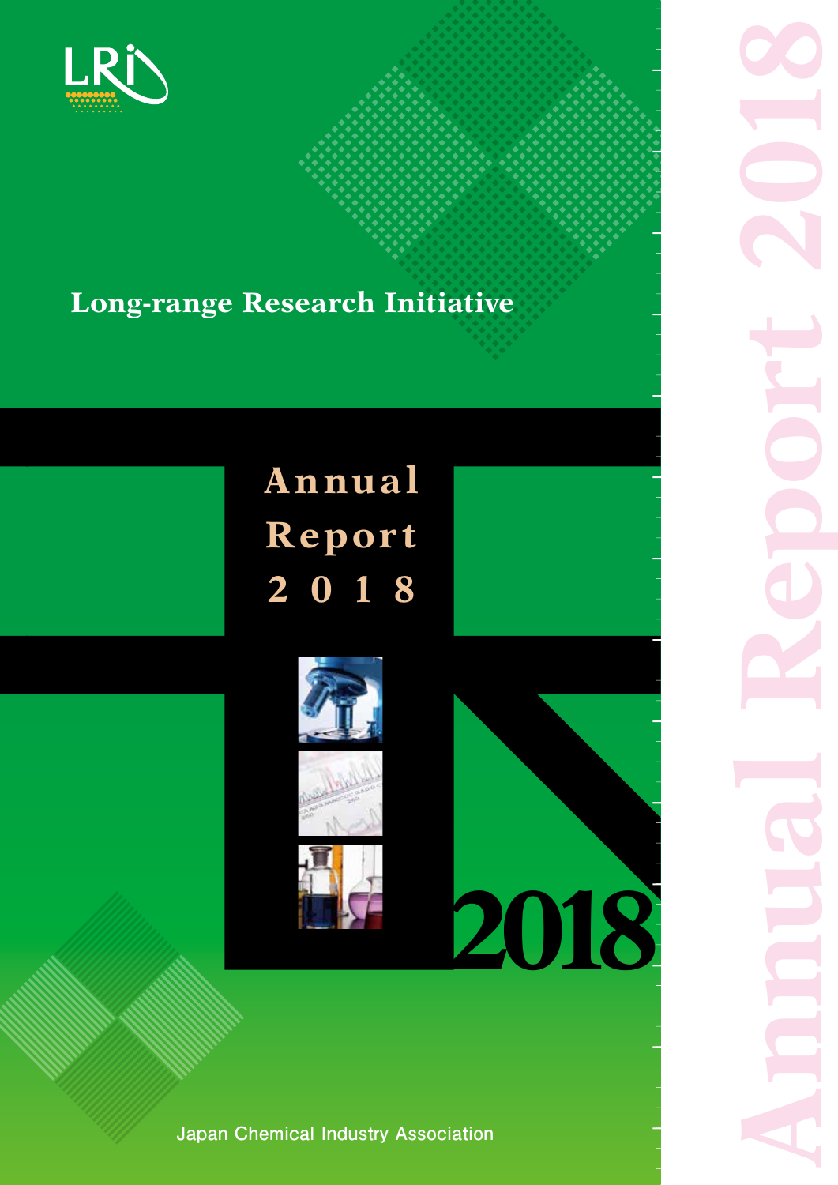LRi

# Long-range Research Initiative

# Annual Report 2018

2018

Japan Chemical Industry Association

Annual Report 2018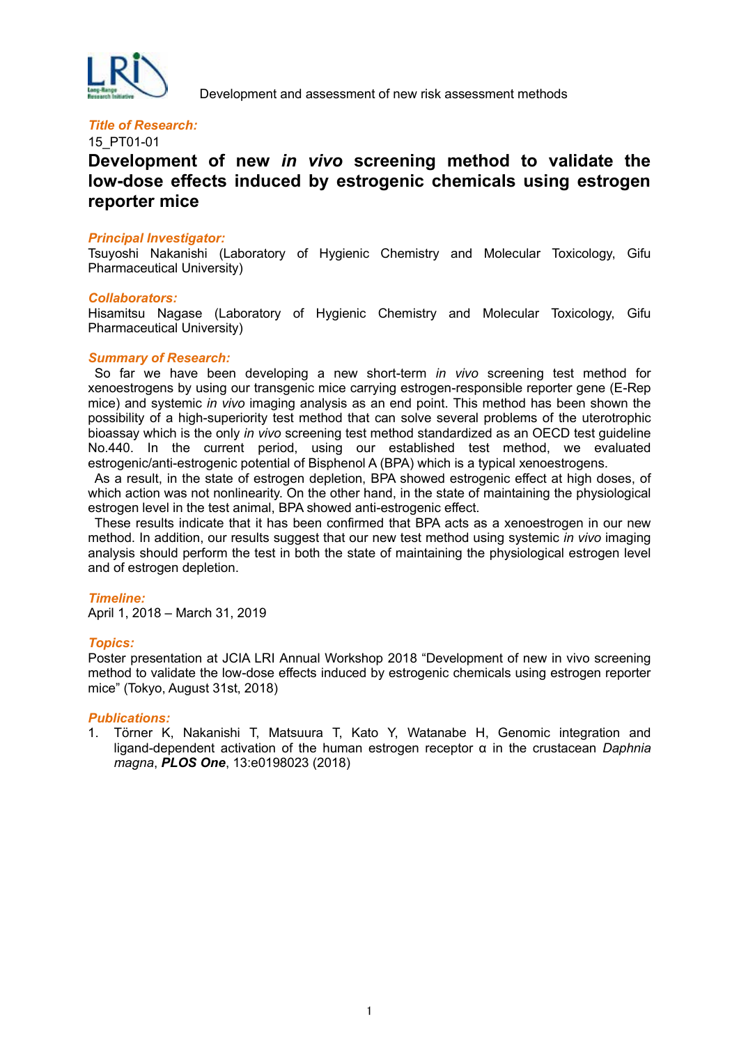Development and assessment of new risk assessment methods

***Title of Research:***

15_PT01-01

# Development of new *in vivo* screening method to validate the low-dose effects induced by estrogenic chemicals using estrogen reporter mice

***Principal Investigator:***

Tsuyoshi Nakanishi (Laboratory of Hygienic Chemistry and Molecular Toxicology, Gifu Pharmaceutical University)

***Collaborators:***

Hisamitsu Nagase (Laboratory of Hygienic Chemistry and Molecular Toxicology, Gifu Pharmaceutical University)

***Summary of Research:***

So far we have been developing a new short-term *in vivo* screening test method for xenoestrogens by using our transgenic mice carrying estrogen-responsible reporter gene (E-Rep mice) and systemic *in vivo* imaging analysis as an end point. This method has been shown the possibility of a high-superiority test method that can solve several problems of the uterotrophic bioassay which is the only *in vivo* screening test method standardized as an OECD test guideline No.440. In the current period, using our established test method, we evaluated estrogenic/anti-estrogenic potential of Bisphenol A (BPA) which is a typical xenoestrogens.

As a result, in the state of estrogen depletion, BPA showed estrogenic effect at high doses, of which action was not nonlinearity. On the other hand, in the state of maintaining the physiological estrogen level in the test animal, BPA showed anti-estrogenic effect.

These results indicate that it has been confirmed that BPA acts as a xenoestrogen in our new method. In addition, our results suggest that our new test method using systemic *in vivo* imaging analysis should perform the test in both the state of maintaining the physiological estrogen level and of estrogen depletion.

***Timeline:***

April 1, 2018 – March 31, 2019

***Topics:***

Poster presentation at JCIA LRI Annual Workshop 2018 "Development of new in vivo screening method to validate the low-dose effects induced by estrogenic chemicals using estrogen reporter mice" (Tokyo, August 31st, 2018)

***Publications:***

1. Törner K, Nakanishi T, Matsuura T, Kato Y, Watanabe H, Genomic integration and ligand-dependent activation of the human estrogen receptor α in the crustacean *Daphnia magna*, ***PLOS One***, 13:e0198023 (2018)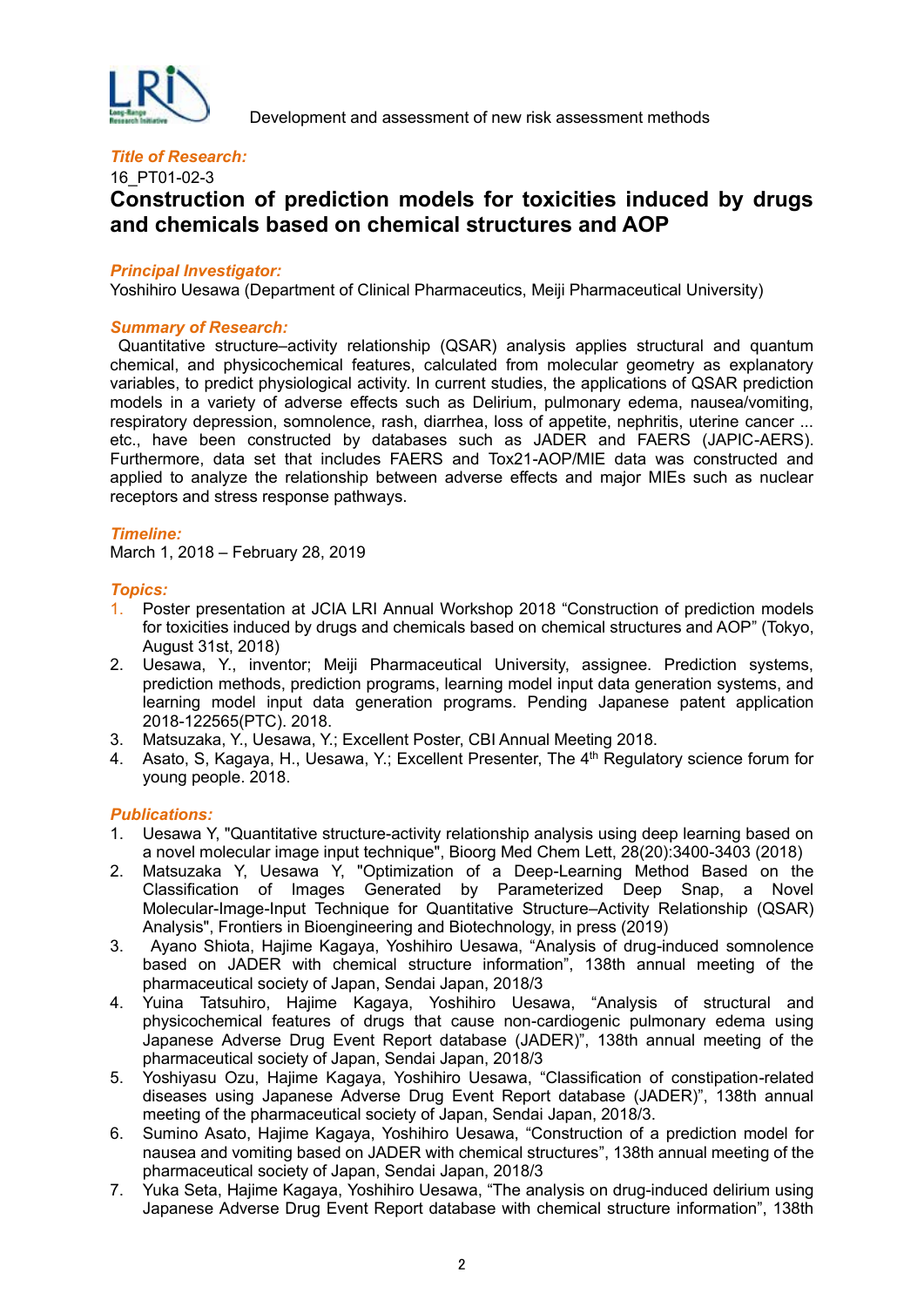Development and assessment of new risk assessment methods

***Title of Research:***

16_PT01-02-3

## Construction of prediction models for toxicities induced by drugs and chemicals based on chemical structures and AOP

***Principal Investigator:***

Yoshihiro Uesawa (Department of Clinical Pharmaceutics, Meiji Pharmaceutical University)

***Summary of Research:***

Quantitative structure–activity relationship (QSAR) analysis applies structural and quantum chemical, and physicochemical features, calculated from molecular geometry as explanatory variables, to predict physiological activity. In current studies, the applications of QSAR prediction models in a variety of adverse effects such as Delirium, pulmonary edema, nausea/vomiting, respiratory depression, somnolence, rash, diarrhea, loss of appetite, nephritis, uterine cancer ... etc., have been constructed by databases such as JADER and FAERS (JAPIC-AERS). Furthermore, data set that includes FAERS and Tox21-AOP/MIE data was constructed and applied to analyze the relationship between adverse effects and major MIEs such as nuclear receptors and stress response pathways.

***Timeline:***

March 1, 2018 – February 28, 2019

***Topics:***

1. Poster presentation at JCIA LRI Annual Workshop 2018 “Construction of prediction models for toxicities induced by drugs and chemicals based on chemical structures and AOP” (Tokyo, August 31st, 2018)
2. Uesawa, Y., inventor; Meiji Pharmaceutical University, assignee. Prediction systems, prediction methods, prediction programs, learning model input data generation systems, and learning model input data generation programs. Pending Japanese patent application 2018-122565(PTC). 2018.
3. Matsuzaka, Y., Uesawa, Y.; Excellent Poster, CBI Annual Meeting 2018.
4. Asato, S, Kagaya, H., Uesawa, Y.; Excellent Presenter, The 4th Regulatory science forum for young people. 2018.

***Publications:***

1. Uesawa Y, "Quantitative structure-activity relationship analysis using deep learning based on a novel molecular image input technique", Bioorg Med Chem Lett, 28(20):3400-3403 (2018)
2. Matsuzaka Y, Uesawa Y, "Optimization of a Deep-Learning Method Based on the Classification of Images Generated by Parameterized Deep Snap, a Novel Molecular-Image-Input Technique for Quantitative Structure–Activity Relationship (QSAR) Analysis", Frontiers in Bioengineering and Biotechnology, in press (2019)
3. Ayano Shiota, Hajime Kagaya, Yoshihiro Uesawa, “Analysis of drug-induced somnolence based on JADER with chemical structure information”, 138th annual meeting of the pharmaceutical society of Japan, Sendai Japan, 2018/3
4. Yuina Tatsuhiro, Hajime Kagaya, Yoshihiro Uesawa, “Analysis of structural and physicochemical features of drugs that cause non-cardiogenic pulmonary edema using Japanese Adverse Drug Event Report database (JADER)”, 138th annual meeting of the pharmaceutical society of Japan, Sendai Japan, 2018/3
5. Yoshiyasu Ozu, Hajime Kagaya, Yoshihiro Uesawa, “Classification of constipation-related diseases using Japanese Adverse Drug Event Report database (JADER)”, 138th annual meeting of the pharmaceutical society of Japan, Sendai Japan, 2018/3.
6. Sumino Asato, Hajime Kagaya, Yoshihiro Uesawa, “Construction of a prediction model for nausea and vomiting based on JADER with chemical structures”, 138th annual meeting of the pharmaceutical society of Japan, Sendai Japan, 2018/3
7. Yuka Seta, Hajime Kagaya, Yoshihiro Uesawa, “The analysis on drug-induced delirium using Japanese Adverse Drug Event Report database with chemical structure information”, 138th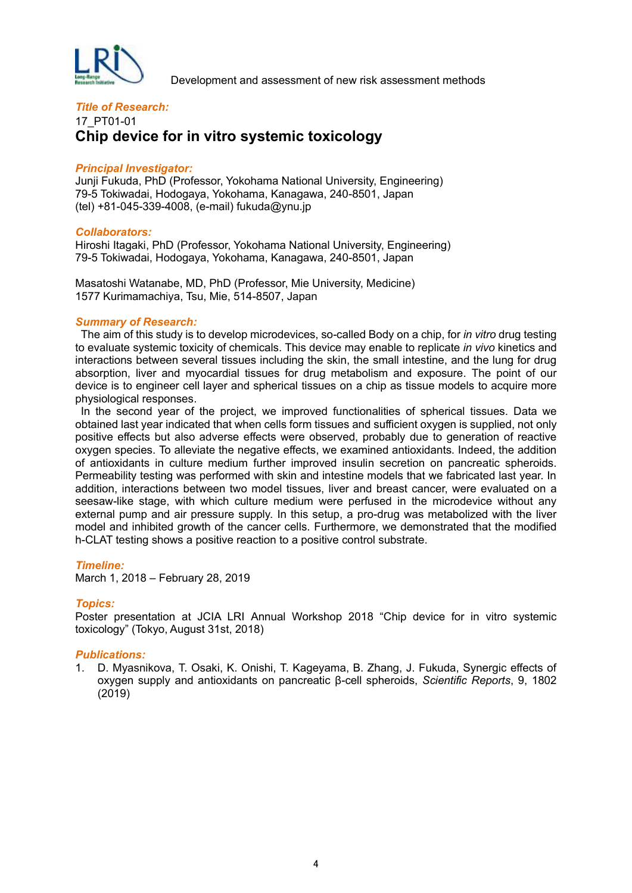Development and assessment of new risk assessment methods

### *Title of Research:*

17_PT01-01

## Chip device for in vitro systemic toxicology

### *Principal Investigator:*

Junji Fukuda, PhD (Professor, Yokohama National University, Engineering)
79-5 Tokiwadai, Hodogaya, Yokohama, Kanagawa, 240-8501, Japan
(tel) +81-045-339-4008, (e-mail) fukuda@ynu.jp

### *Collaborators:*

Hiroshi Itagaki, PhD (Professor, Yokohama National University, Engineering)
79-5 Tokiwadai, Hodogaya, Yokohama, Kanagawa, 240-8501, Japan

Masatoshi Watanabe, MD, PhD (Professor, Mie University, Medicine)
1577 Kurimamachiya, Tsu, Mie, 514-8507, Japan

### *Summary of Research:*

The aim of this study is to develop microdevices, so-called Body on a chip, for *in vitro* drug testing to evaluate systemic toxicity of chemicals. This device may enable to replicate *in vivo* kinetics and interactions between several tissues including the skin, the small intestine, and the lung for drug absorption, liver and myocardial tissues for drug metabolism and exposure. The point of our device is to engineer cell layer and spherical tissues on a chip as tissue models to acquire more physiological responses.

In the second year of the project, we improved functionalities of spherical tissues. Data we obtained last year indicated that when cells form tissues and sufficient oxygen is supplied, not only positive effects but also adverse effects were observed, probably due to generation of reactive oxygen species. To alleviate the negative effects, we examined antioxidants. Indeed, the addition of antioxidants in culture medium further improved insulin secretion on pancreatic spheroids. Permeability testing was performed with skin and intestine models that we fabricated last year. In addition, interactions between two model tissues, liver and breast cancer, were evaluated on a seesaw-like stage, with which culture medium were perfused in the microdevice without any external pump and air pressure supply. In this setup, a pro-drug was metabolized with the liver model and inhibited growth of the cancer cells. Furthermore, we demonstrated that the modified h-CLAT testing shows a positive reaction to a positive control substrate.

### *Timeline:*

March 1, 2018 – February 28, 2019

### *Topics:*

Poster presentation at JCIA LRI Annual Workshop 2018 “Chip device for in vitro systemic toxicology” (Tokyo, August 31st, 2018)

### *Publications:*

1. D. Myasnikova, T. Osaki, K. Onishi, T. Kageyama, B. Zhang, J. Fukuda, Synergic effects of oxygen supply and antioxidants on pancreatic β-cell spheroids, *Scientific Reports*, 9, 1802 (2019)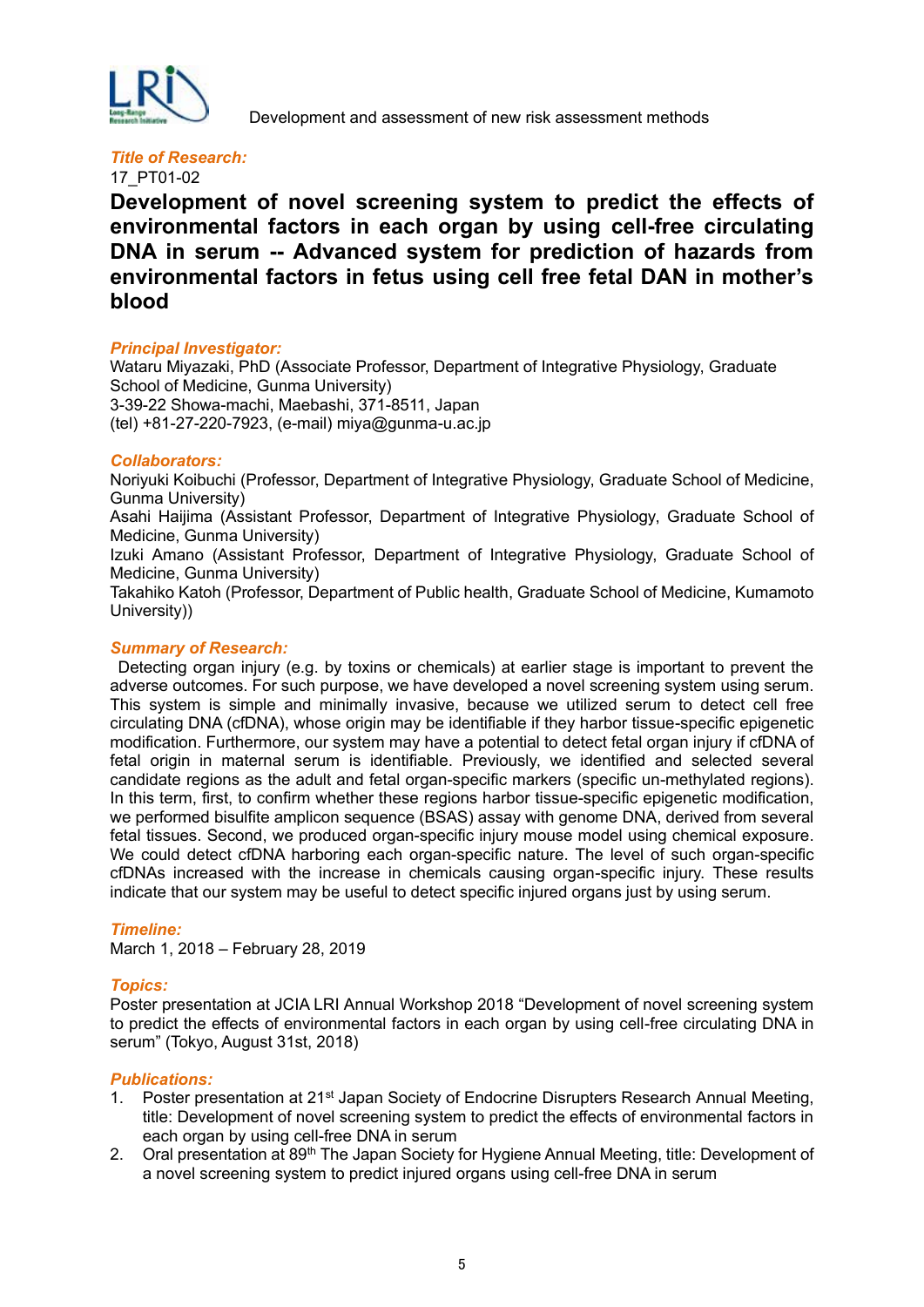Development and assessment of new risk assessment methods

***Title of Research:***

17_PT01-02

# Development of novel screening system to predict the effects of environmental factors in each organ by using cell-free circulating DNA in serum -- Advanced system for prediction of hazards from environmental factors in fetus using cell free fetal DAN in mother's blood

***Principal Investigator:***

Wataru Miyazaki, PhD (Associate Professor, Department of Integrative Physiology, Graduate School of Medicine, Gunma University)
3-39-22 Showa-machi, Maebashi, 371-8511, Japan
(tel) +81-27-220-7923, (e-mail) miya@gunma-u.ac.jp

***Collaborators:***

Noriyuki Koibuchi (Professor, Department of Integrative Physiology, Graduate School of Medicine, Gunma University)
Asahi Haijima (Assistant Professor, Department of Integrative Physiology, Graduate School of Medicine, Gunma University)
Izuki Amano (Assistant Professor, Department of Integrative Physiology, Graduate School of Medicine, Gunma University)
Takahiko Katoh (Professor, Department of Public health, Graduate School of Medicine, Kumamoto University))

***Summary of Research:***

Detecting organ injury (e.g. by toxins or chemicals) at earlier stage is important to prevent the adverse outcomes. For such purpose, we have developed a novel screening system using serum. This system is simple and minimally invasive, because we utilized serum to detect cell free circulating DNA (cfDNA), whose origin may be identifiable if they harbor tissue-specific epigenetic modification. Furthermore, our system may have a potential to detect fetal organ injury if cfDNA of fetal origin in maternal serum is identifiable. Previously, we identified and selected several candidate regions as the adult and fetal organ-specific markers (specific un-methylated regions). In this term, first, to confirm whether these regions harbor tissue-specific epigenetic modification, we performed bisulfite amplicon sequence (BSAS) assay with genome DNA, derived from several fetal tissues. Second, we produced organ-specific injury mouse model using chemical exposure. We could detect cfDNA harboring each organ-specific nature. The level of such organ-specific cfDNAs increased with the increase in chemicals causing organ-specific injury. These results indicate that our system may be useful to detect specific injured organs just by using serum.

***Timeline:***

March 1, 2018 – February 28, 2019

***Topics:***

Poster presentation at JCIA LRI Annual Workshop 2018 "Development of novel screening system to predict the effects of environmental factors in each organ by using cell-free circulating DNA in serum" (Tokyo, August 31st, 2018)

***Publications:***

1. Poster presentation at 21st Japan Society of Endocrine Disrupters Research Annual Meeting, title: Development of novel screening system to predict the effects of environmental factors in each organ by using cell-free DNA in serum
2. Oral presentation at 89th The Japan Society for Hygiene Annual Meeting, title: Development of a novel screening system to predict injured organs using cell-free DNA in serum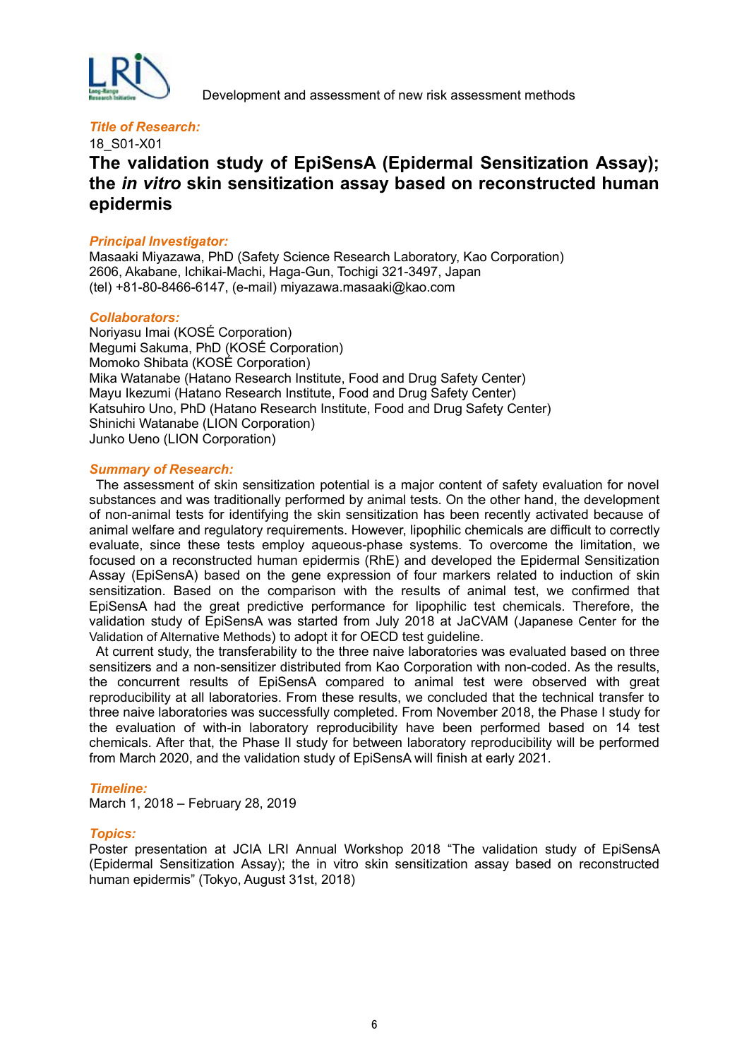Development and assessment of new risk assessment methods

***Title of Research:***

18_S01-X01

# The validation study of EpiSensA (Epidermal Sensitization Assay); the *in vitro* skin sensitization assay based on reconstructed human epidermis

***Principal Investigator:***

Masaaki Miyazawa, PhD (Safety Science Research Laboratory, Kao Corporation)
2606, Akabane, Ichikai-Machi, Haga-Gun, Tochigi 321-3497, Japan
(tel) +81-80-8466-6147, (e-mail) miyazawa.masaaki@kao.com

***Collaborators:***

Noriyasu Imai (KOSÉ Corporation)
Megumi Sakuma, PhD (KOSÉ Corporation)
Momoko Shibata (KOSÉ Corporation)
Mika Watanabe (Hatano Research Institute, Food and Drug Safety Center)
Mayu Ikezumi (Hatano Research Institute, Food and Drug Safety Center)
Katsuhiro Uno, PhD (Hatano Research Institute, Food and Drug Safety Center)
Shinichi Watanabe (LION Corporation)
Junko Ueno (LION Corporation)

***Summary of Research:***

The assessment of skin sensitization potential is a major content of safety evaluation for novel substances and was traditionally performed by animal tests. On the other hand, the development of non-animal tests for identifying the skin sensitization has been recently activated because of animal welfare and regulatory requirements. However, lipophilic chemicals are difficult to correctly evaluate, since these tests employ aqueous-phase systems. To overcome the limitation, we focused on a reconstructed human epidermis (RhE) and developed the Epidermal Sensitization Assay (EpiSensA) based on the gene expression of four markers related to induction of skin sensitization. Based on the comparison with the results of animal test, we confirmed that EpiSensA had the great predictive performance for lipophilic test chemicals. Therefore, the validation study of EpiSensA was started from July 2018 at JaCVAM (Japanese Center for the Validation of Alternative Methods) to adopt it for OECD test guideline.

At current study, the transferability to the three naive laboratories was evaluated based on three sensitizers and a non-sensitizer distributed from Kao Corporation with non-coded. As the results, the concurrent results of EpiSensA compared to animal test were observed with great reproducibility at all laboratories. From these results, we concluded that the technical transfer to three naive laboratories was successfully completed. From November 2018, the Phase I study for the evaluation of with-in laboratory reproducibility have been performed based on 14 test chemicals. After that, the Phase II study for between laboratory reproducibility will be performed from March 2020, and the validation study of EpiSensA will finish at early 2021.

***Timeline:***

March 1, 2018 – February 28, 2019

***Topics:***

Poster presentation at JCIA LRI Annual Workshop 2018 “The validation study of EpiSensA (Epidermal Sensitization Assay); the in vitro skin sensitization assay based on reconstructed human epidermis” (Tokyo, August 31st, 2018)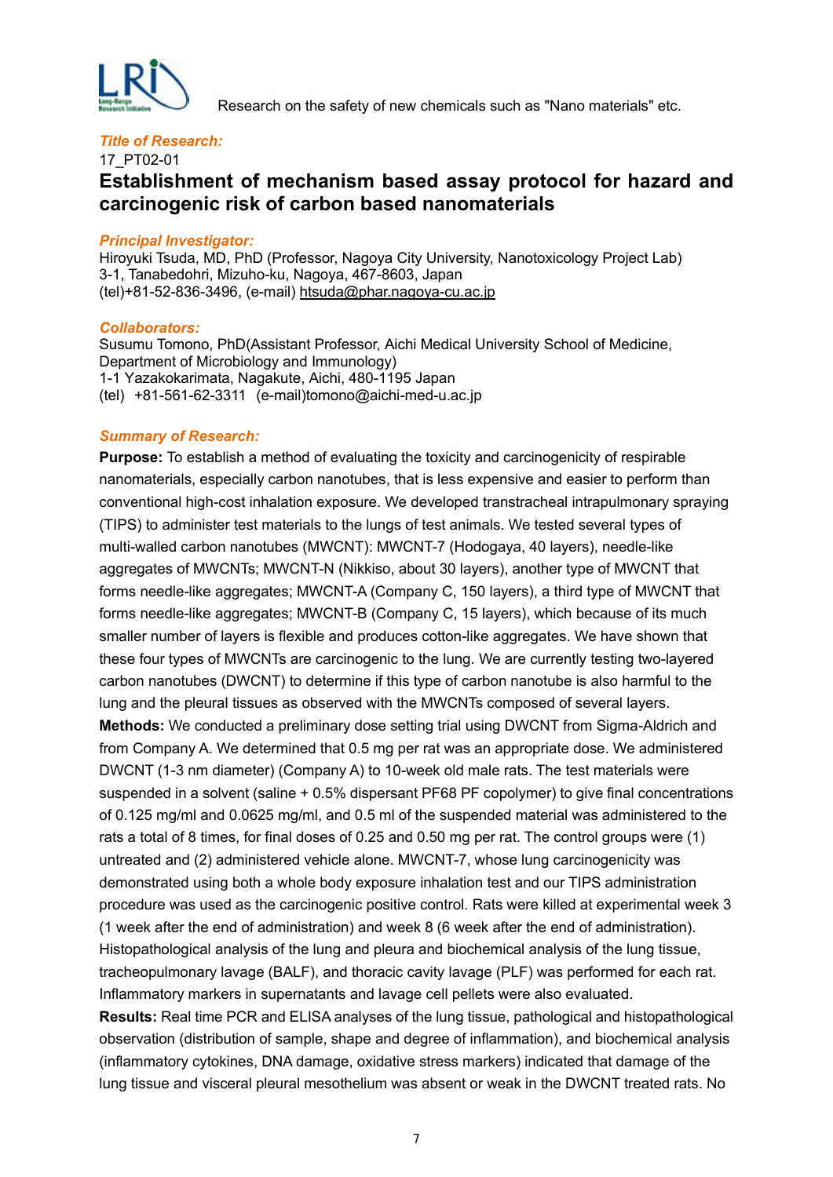Research on the safety of new chemicals such as "Nano materials" etc.

***Title of Research:***

17_PT02-01

## Establishment of mechanism based assay protocol for hazard and carcinogenic risk of carbon based nanomaterials

***Principal Investigator:***

Hiroyuki Tsuda, MD, PhD (Professor, Nagoya City University, Nanotoxicology Project Lab)
3-1, Tanabedohri, Mizuho-ku, Nagoya, 467-8603, Japan
(tel)+81-52-836-3496, (e-mail) htsuda@phar.nagoya-cu.ac.jp

***Collaborators:***

Susumu Tomono, PhD(Assistant Professor, Aichi Medical University School of Medicine, Department of Microbiology and Immunology)
1-1 Yazakokarimata, Nagakute, Aichi, 480-1195 Japan
(tel) +81-561-62-3311 (e-mail)tomono@aichi-med-u.ac.jp

***Summary of Research:***

**Purpose:** To establish a method of evaluating the toxicity and carcinogenicity of respirable nanomaterials, especially carbon nanotubes, that is less expensive and easier to perform than conventional high-cost inhalation exposure. We developed transtracheal intrapulmonary spraying (TIPS) to administer test materials to the lungs of test animals. We tested several types of multi-walled carbon nanotubes (MWCNT): MWCNT-7 (Hodogaya, 40 layers), needle-like aggregates of MWCNTs; MWCNT-N (Nikkiso, about 30 layers), another type of MWCNT that forms needle-like aggregates; MWCNT-A (Company C, 150 layers), a third type of MWCNT that forms needle-like aggregates; MWCNT-B (Company C, 15 layers), which because of its much smaller number of layers is flexible and produces cotton-like aggregates. We have shown that these four types of MWCNTs are carcinogenic to the lung. We are currently testing two-layered carbon nanotubes (DWCNT) to determine if this type of carbon nanotube is also harmful to the lung and the pleural tissues as observed with the MWCNTs composed of several layers.
**Methods:** We conducted a preliminary dose setting trial using DWCNT from Sigma-Aldrich and from Company A. We determined that 0.5 mg per rat was an appropriate dose. We administered DWCNT (1-3 nm diameter) (Company A) to 10-week old male rats. The test materials were suspended in a solvent (saline + 0.5% dispersant PF68 PF copolymer) to give final concentrations of 0.125 mg/ml and 0.0625 mg/ml, and 0.5 ml of the suspended material was administered to the rats a total of 8 times, for final doses of 0.25 and 0.50 mg per rat. The control groups were (1) untreated and (2) administered vehicle alone. MWCNT-7, whose lung carcinogenicity was demonstrated using both a whole body exposure inhalation test and our TIPS administration procedure was used as the carcinogenic positive control. Rats were killed at experimental week 3 (1 week after the end of administration) and week 8 (6 week after the end of administration). Histopathological analysis of the lung and pleura and biochemical analysis of the lung tissue, tracheopulmonary lavage (BALF), and thoracic cavity lavage (PLF) was performed for each rat. Inflammatory markers in supernatants and lavage cell pellets were also evaluated.
**Results:** Real time PCR and ELISA analyses of the lung tissue, pathological and histopathological observation (distribution of sample, shape and degree of inflammation), and biochemical analysis (inflammatory cytokines, DNA damage, oxidative stress markers) indicated that damage of the lung tissue and visceral pleural mesothelium was absent or weak in the DWCNT treated rats. No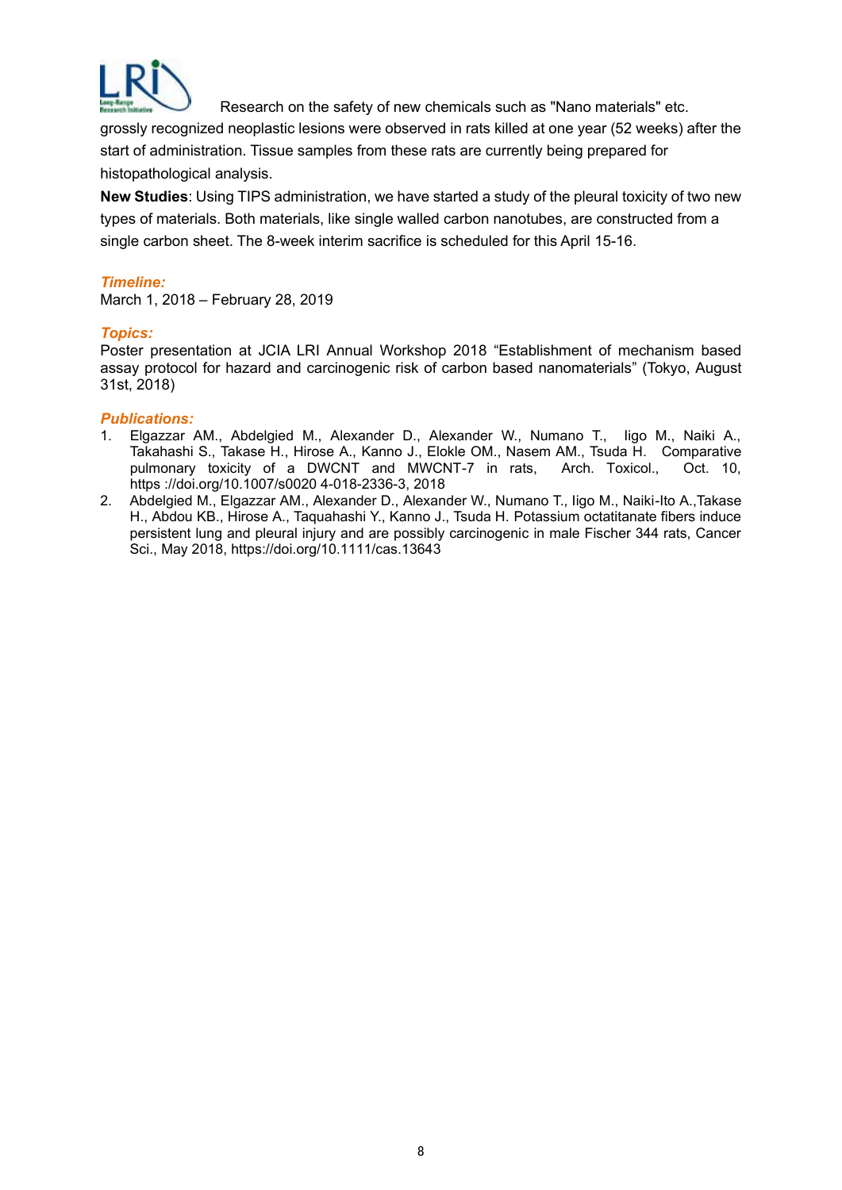grossly recognized neoplastic lesions were observed in rats killed at one year (52 weeks) after the start of administration. Tissue samples from these rats are currently being prepared for histopathological analysis.

**New Studies**: Using TIPS administration, we have started a study of the pleural toxicity of two new types of materials. Both materials, like single walled carbon nanotubes, are constructed from a single carbon sheet. The 8-week interim sacrifice is scheduled for this April 15-16.

### *Timeline:*

March 1, 2018 – February 28, 2019

### *Topics:*

Poster presentation at JCIA LRI Annual Workshop 2018 “Establishment of mechanism based assay protocol for hazard and carcinogenic risk of carbon based nanomaterials” (Tokyo, August 31st, 2018)

### *Publications:*

1. Elgazzar AM., Abdelgied M., Alexander D., Alexander W., Numano T., Iigo M., Naiki A., Takahashi S., Takase H., Hirose A., Kanno J., Elokle OM., Nasem AM., Tsuda H. Comparative pulmonary toxicity of a DWCNT and MWCNT-7 in rats, Arch. Toxicol., Oct. 10, https ://doi.org/10.1007/s0020 4-018-2336-3, 2018
2. Abdelgied M., Elgazzar AM., Alexander D., Alexander W., Numano T., Iigo M., Naiki-Ito A.,Takase H., Abdou KB., Hirose A., Taquahashi Y., Kanno J., Tsuda H. Potassium octatitanate fibers induce persistent lung and pleural injury and are possibly carcinogenic in male Fischer 344 rats, Cancer Sci., May 2018, https://doi.org/10.1111/cas.13643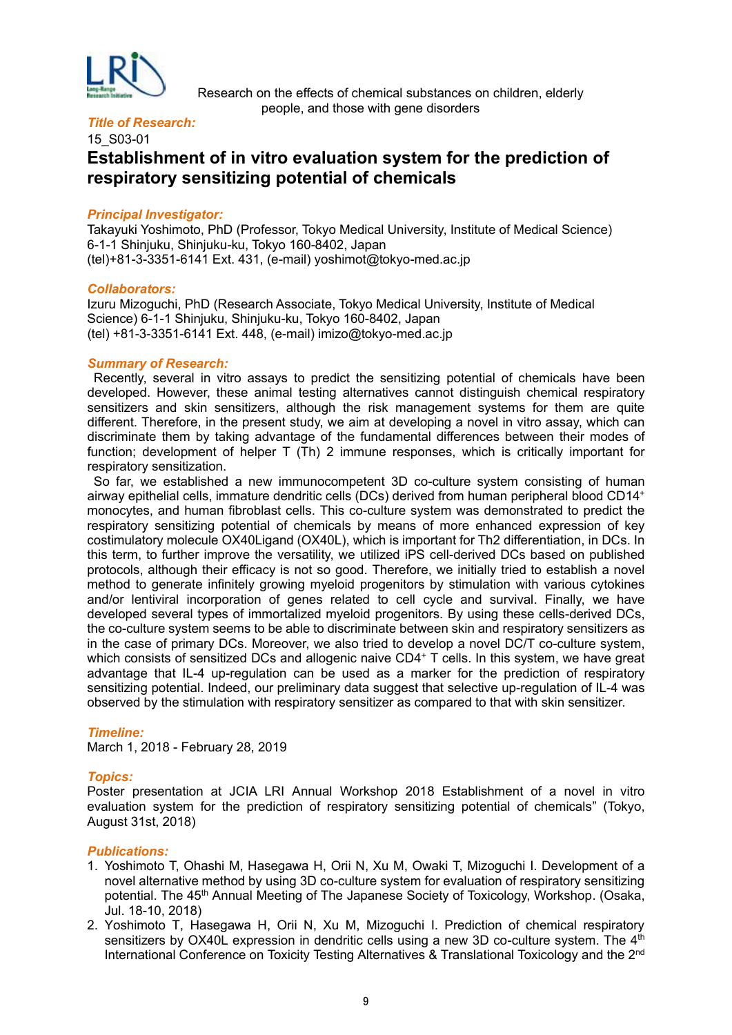Research on the effects of chemical substances on children, elderly people, and those with gene disorders

***Title of Research:***

15_S03-01

# Establishment of in vitro evaluation system for the prediction of respiratory sensitizing potential of chemicals

***Principal Investigator:***

Takayuki Yoshimoto, PhD (Professor, Tokyo Medical University, Institute of Medical Science)
6-1-1 Shinjuku, Shinjuku-ku, Tokyo 160-8402, Japan
(tel)+81-3-3351-6141 Ext. 431, (e-mail) yoshimot@tokyo-med.ac.jp

***Collaborators:***

Izuru Mizoguchi, PhD (Research Associate, Tokyo Medical University, Institute of Medical Science) 6-1-1 Shinjuku, Shinjuku-ku, Tokyo 160-8402, Japan
(tel) +81-3-3351-6141 Ext. 448, (e-mail) imizo@tokyo-med.ac.jp

***Summary of Research:***

Recently, several in vitro assays to predict the sensitizing potential of chemicals have been developed. However, these animal testing alternatives cannot distinguish chemical respiratory sensitizers and skin sensitizers, although the risk management systems for them are quite different. Therefore, in the present study, we aim at developing a novel in vitro assay, which can discriminate them by taking advantage of the fundamental differences between their modes of function; development of helper T (Th) 2 immune responses, which is critically important for respiratory sensitization.

So far, we established a new immunocompetent 3D co-culture system consisting of human airway epithelial cells, immature dendritic cells (DCs) derived from human peripheral blood $CD14^+$ monocytes, and human fibroblast cells. This co-culture system was demonstrated to predict the respiratory sensitizing potential of chemicals by means of more enhanced expression of key costimulatory molecule OX40Ligand (OX40L), which is important for Th2 differentiation, in DCs. In this term, to further improve the versatility, we utilized iPS cell-derived DCs based on published protocols, although their efficacy is not so good. Therefore, we initially tried to establish a novel method to generate infinitely growing myeloid progenitors by stimulation with various cytokines and/or lentiviral incorporation of genes related to cell cycle and survival. Finally, we have developed several types of immortalized myeloid progenitors. By using these cells-derived DCs, the co-culture system seems to be able to discriminate between skin and respiratory sensitizers as in the case of primary DCs. Moreover, we also tried to develop a novel DC/T co-culture system, which consists of sensitized DCs and allogenic naive $CD4^+$ T cells. In this system, we have great advantage that IL-4 up-regulation can be used as a marker for the prediction of respiratory sensitizing potential. Indeed, our preliminary data suggest that selective up-regulation of IL-4 was observed by the stimulation with respiratory sensitizer as compared to that with skin sensitizer.

***Timeline:***

March 1, 2018 - February 28, 2019

***Topics:***

Poster presentation at JCIA LRI Annual Workshop 2018 Establishment of a novel in vitro evaluation system for the prediction of respiratory sensitizing potential of chemicals" (Tokyo, August 31st, 2018)

***Publications:***

1. Yoshimoto T, Ohashi M, Hasegawa H, Orii N, Xu M, Owaki T, Mizoguchi I. Development of a novel alternative method by using 3D co-culture system for evaluation of respiratory sensitizing potential. The 45th Annual Meeting of The Japanese Society of Toxicology, Workshop. (Osaka, Jul. 18-10, 2018)
2. Yoshimoto T, Hasegawa H, Orii N, Xu M, Mizoguchi I. Prediction of chemical respiratory sensitizers by OX40L expression in dendritic cells using a new 3D co-culture system. The 4th International Conference on Toxicity Testing Alternatives & Translational Toxicology and the 2nd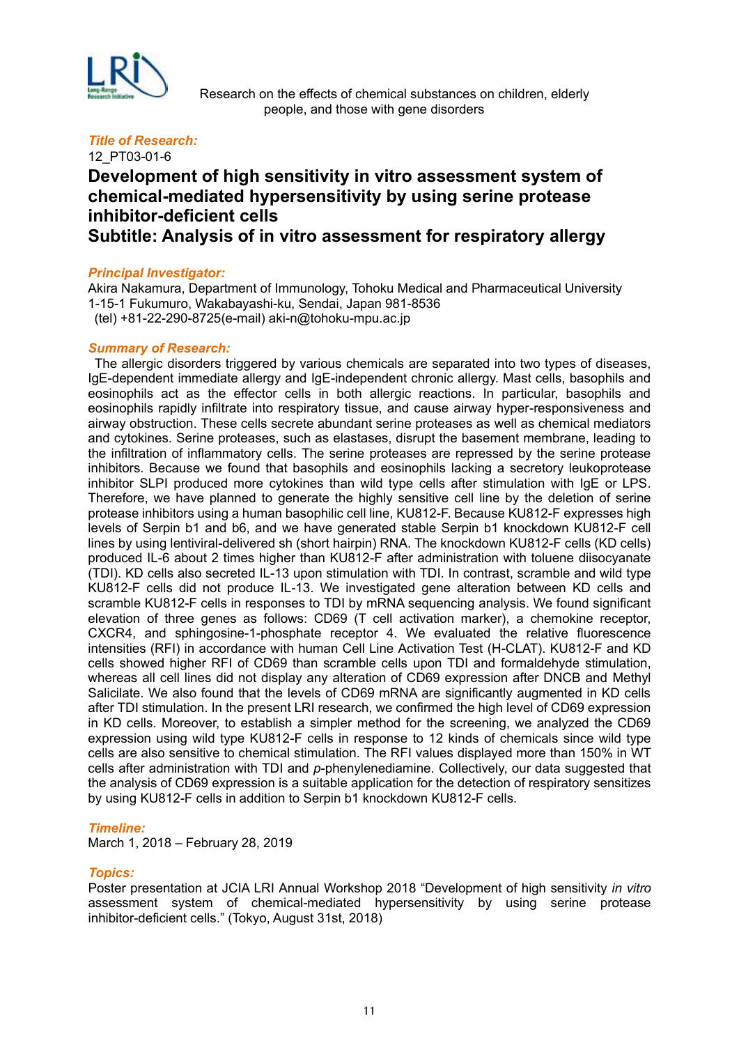Research on the effects of chemical substances on children, elderly people, and those with gene disorders

***Title of Research:***

12_PT03-01-6

## Development of high sensitivity in vitro assessment system of chemical-mediated hypersensitivity by using serine protease inhibitor-deficient cells

## Subtitle: Analysis of in vitro assessment for respiratory allergy

***Principal Investigator:***

Akira Nakamura, Department of Immunology, Tohoku Medical and Pharmaceutical University
1-15-1 Fukumuro, Wakabayashi-ku, Sendai, Japan 981-8536
(tel) +81-22-290-8725(e-mail) aki-n@tohoku-mpu.ac.jp

***Summary of Research:***

The allergic disorders triggered by various chemicals are separated into two types of diseases, IgE-dependent immediate allergy and IgE-independent chronic allergy. Mast cells, basophils and eosinophils act as the effector cells in both allergic reactions. In particular, basophils and eosinophils rapidly infiltrate into respiratory tissue, and cause airway hyper-responsiveness and airway obstruction. These cells secrete abundant serine proteases as well as chemical mediators and cytokines. Serine proteases, such as elastases, disrupt the basement membrane, leading to the infiltration of inflammatory cells. The serine proteases are repressed by the serine protease inhibitors. Because we found that basophils and eosinophils lacking a secretory leukoprotease inhibitor SLPI produced more cytokines than wild type cells after stimulation with IgE or LPS. Therefore, we have planned to generate the highly sensitive cell line by the deletion of serine protease inhibitors using a human basophilic cell line, KU812-F. Because KU812-F expresses high levels of Serpin b1 and b6, and we have generated stable Serpin b1 knockdown KU812-F cell lines by using lentiviral-delivered sh (short hairpin) RNA. The knockdown KU812-F cells (KD cells) produced IL-6 about 2 times higher than KU812-F after administration with toluene diisocyanate (TDI). KD cells also secreted IL-13 upon stimulation with TDI. In contrast, scramble and wild type KU812-F cells did not produce IL-13. We investigated gene alteration between KD cells and scramble KU812-F cells in responses to TDI by mRNA sequencing analysis. We found significant elevation of three genes as follows: CD69 (T cell activation marker), a chemokine receptor, CXCR4, and sphingosine-1-phosphate receptor 4. We evaluated the relative fluorescence intensities (RFI) in accordance with human Cell Line Activation Test (H-CLAT). KU812-F and KD cells showed higher RFI of CD69 than scramble cells upon TDI and formaldehyde stimulation, whereas all cell lines did not display any alteration of CD69 expression after DNCB and Methyl Salicilate. We also found that the levels of CD69 mRNA are significantly augmented in KD cells after TDI stimulation. In the present LRI research, we confirmed the high level of CD69 expression in KD cells. Moreover, to establish a simpler method for the screening, we analyzed the CD69 expression using wild type KU812-F cells in response to 12 kinds of chemicals since wild type cells are also sensitive to chemical stimulation. The RFI values displayed more than 150% in WT cells after administration with TDI and *p*-phenylenediamine. Collectively, our data suggested that the analysis of CD69 expression is a suitable application for the detection of respiratory sensitizes by using KU812-F cells in addition to Serpin b1 knockdown KU812-F cells.

***Timeline:***

March 1, 2018 – February 28, 2019

***Topics:***

Poster presentation at JCIA LRI Annual Workshop 2018 "Development of high sensitivity *in vitro* assessment system of chemical-mediated hypersensitivity by using serine protease inhibitor-deficient cells." (Tokyo, August 31st, 2018)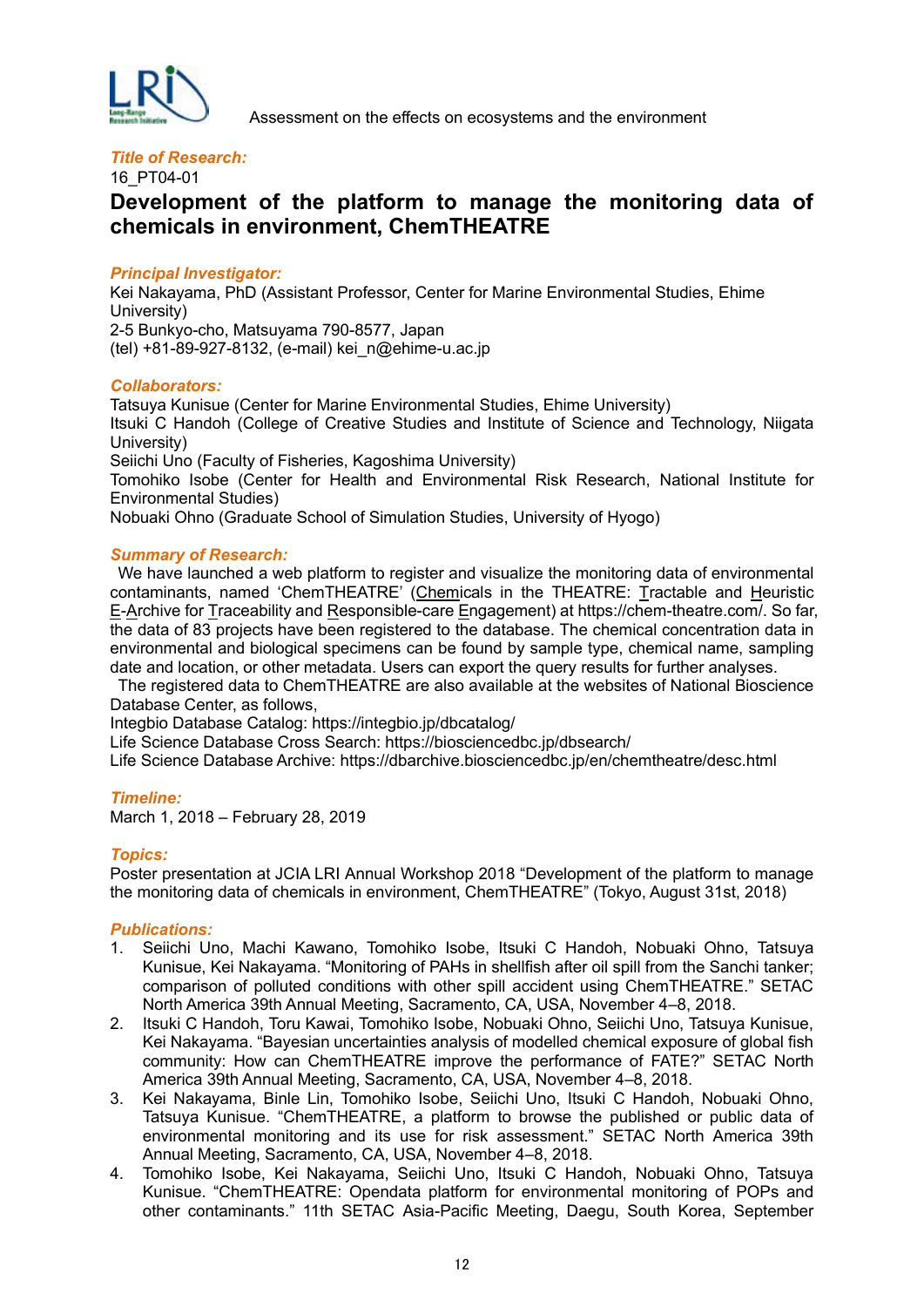Assessment on the effects on ecosystems and the environment

***Title of Research:***

16_PT04-01

## Development of the platform to manage the monitoring data of chemicals in environment, ChemTHEATRE

***Principal Investigator:***

Kei Nakayama, PhD (Assistant Professor, Center for Marine Environmental Studies, Ehime University)
2-5 Bunkyo-cho, Matsuyama 790-8577, Japan
(tel) +81-89-927-8132, (e-mail) kei_n@ehime-u.ac.jp

***Collaborators:***

Tatsuya Kunisue (Center for Marine Environmental Studies, Ehime University)
Itsuki C Handoh (College of Creative Studies and Institute of Science and Technology, Niigata University)
Seiichi Uno (Faculty of Fisheries, Kagoshima University)
Tomohiko Isobe (Center for Health and Environmental Risk Research, National Institute for Environmental Studies)
Nobuaki Ohno (Graduate School of Simulation Studies, University of Hyogo)

***Summary of Research:***

We have launched a web platform to register and visualize the monitoring data of environmental contaminants, named 'ChemTHEATRE' (Chemicals in the THEATRE: Tractable and Heuristic E-Archive for Traceability and Responsible-care Engagement) at https://chem-theatre.com/. So far, the data of 83 projects have been registered to the database. The chemical concentration data in environmental and biological specimens can be found by sample type, chemical name, sampling date and location, or other metadata. Users can export the query results for further analyses.

The registered data to ChemTHEATRE are also available at the websites of National Bioscience Database Center, as follows,
Integbio Database Catalog: https://integbio.jp/dbcatalog/
Life Science Database Cross Search: https://biosciencedbc.jp/dbsearch/
Life Science Database Archive: https://dbarchive.biosciencedbc.jp/en/chemtheatre/desc.html

***Timeline:***

March 1, 2018 – February 28, 2019

***Topics:***

Poster presentation at JCIA LRI Annual Workshop 2018 "Development of the platform to manage the monitoring data of chemicals in environment, ChemTHEATRE" (Tokyo, August 31st, 2018)

***Publications:***

1. Seiichi Uno, Machi Kawano, Tomohiko Isobe, Itsuki C Handoh, Nobuaki Ohno, Tatsuya Kunisue, Kei Nakayama. "Monitoring of PAHs in shellfish after oil spill from the Sanchi tanker; comparison of polluted conditions with other spill accident using ChemTHEATRE." SETAC North America 39th Annual Meeting, Sacramento, CA, USA, November 4–8, 2018.
2. Itsuki C Handoh, Toru Kawai, Tomohiko Isobe, Nobuaki Ohno, Seiichi Uno, Tatsuya Kunisue, Kei Nakayama. "Bayesian uncertainties analysis of modelled chemical exposure of global fish community: How can ChemTHEATRE improve the performance of FATE?" SETAC North America 39th Annual Meeting, Sacramento, CA, USA, November 4–8, 2018.
3. Kei Nakayama, Binle Lin, Tomohiko Isobe, Seiichi Uno, Itsuki C Handoh, Nobuaki Ohno, Tatsuya Kunisue. "ChemTHEATRE, a platform to browse the published or public data of environmental monitoring and its use for risk assessment." SETAC North America 39th Annual Meeting, Sacramento, CA, November 4–8, 2018.
4. Tomohiko Isobe, Kei Nakayama, Seiichi Uno, Itsuki C Handoh, Nobuaki Ohno, Tatsuya Kunisue. "ChemTHEATRE: Opendata platform for environmental monitoring of POPs and other contaminants." 11th SETAC Asia-Pacific Meeting, Daegu, South Korea, September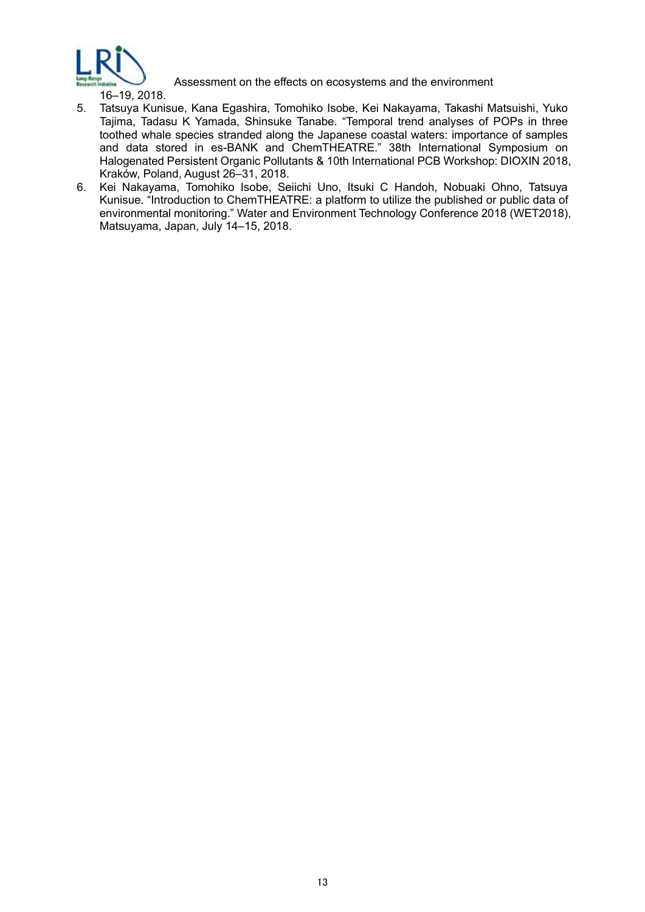16–19, 2018.

5. Tatsuya Kunisue, Kana Egashira, Tomohiko Isobe, Kei Nakayama, Takashi Matsuishi, Yuko Tajima, Tadasu K Yamada, Shinsuke Tanabe. "Temporal trend analyses of POPs in three toothed whale species stranded along the Japanese coastal waters: importance of samples and data stored in es-BANK and ChemTHEATRE." 38th International Symposium on Halogenated Persistent Organic Pollutants & 10th International PCB Workshop: DIOXIN 2018, Kraków, Poland, August 26–31, 2018.
6. Kei Nakayama, Tomohiko Isobe, Seiichi Uno, Itsuki C Handoh, Nobuaki Ohno, Tatsuya Kunisue. "Introduction to ChemTHEATRE: a platform to utilize the published or public data of environmental monitoring." Water and Environment Technology Conference 2018 (WET2018), Matsuyama, Japan, July 14–15, 2018.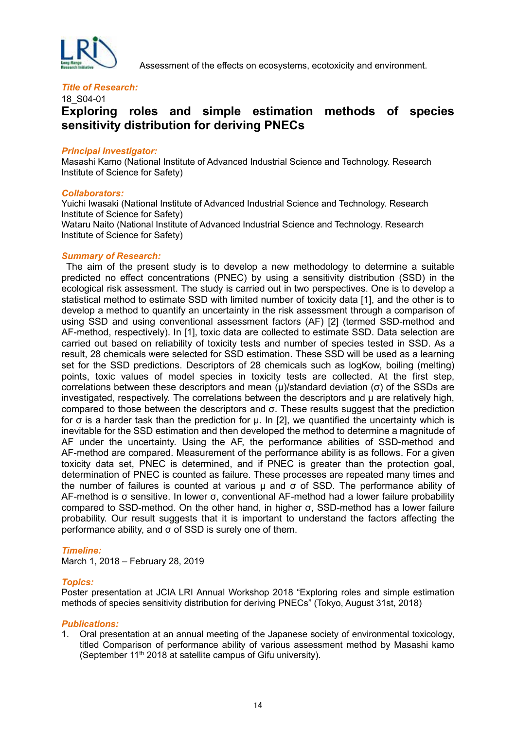Assessment of the effects on ecosystems, ecotoxicity and environment.

***Title of Research:***

18_S04-01

## Exploring roles and simple estimation methods of species sensitivity distribution for deriving PNECs

***Principal Investigator:***

Masashi Kamo (National Institute of Advanced Industrial Science and Technology. Research Institute of Science for Safety)

***Collaborators:***

Yuichi Iwasaki (National Institute of Advanced Industrial Science and Technology. Research Institute of Science for Safety)
Wataru Naito (National Institute of Advanced Industrial Science and Technology. Research Institute of Science for Safety)

***Summary of Research:***

The aim of the present study is to develop a new methodology to determine a suitable predicted no effect concentrations (PNEC) by using a sensitivity distribution (SSD) in the ecological risk assessment. The study is carried out in two perspectives. One is to develop a statistical method to estimate SSD with limited number of toxicity data [1], and the other is to develop a method to quantify an uncertainty in the risk assessment through a comparison of using SSD and using conventional assessment factors (AF) [2] (termed SSD-method and AF-method, respectively). In [1], toxic data are collected to estimate SSD. Data selection are carried out based on reliability of toxicity tests and number of species tested in SSD. As a result, 28 chemicals were selected for SSD estimation. These SSD will be used as a learning set for the SSD predictions. Descriptors of 28 chemicals such as logKow, boiling (melting) points, toxic values of model species in toxicity tests are collected. At the first step, correlations between these descriptors and mean (μ)/standard deviation (σ) of the SSDs are investigated, respectively. The correlations between the descriptors and μ are relatively high, compared to those between the descriptors and σ. These results suggest that the prediction for σ is a harder task than the prediction for μ. In [2], we quantified the uncertainty which is inevitable for the SSD estimation and then developed the method to determine a magnitude of AF under the uncertainty. Using the AF, the performance abilities of SSD-method and AF-method are compared. Measurement of the performance ability is as follows. For a given toxicity data set, PNEC is determined, and if PNEC is greater than the protection goal, determination of PNEC is counted as failure. These processes are repeated many times and the number of failures is counted at various μ and σ of SSD. The performance ability of AF-method is σ sensitive. In lower σ, conventional AF-method had a lower failure probability compared to SSD-method. On the other hand, in higher σ, SSD-method has a lower failure probability. Our result suggests that it is important to understand the factors affecting the performance ability, and σ of SSD is surely one of them.

***Timeline:***

March 1, 2018 – February 28, 2019

***Topics:***

Poster presentation at JCIA LRI Annual Workshop 2018 "Exploring roles and simple estimation methods of species sensitivity distribution for deriving PNECs" (Tokyo, August 31st, 2018)

***Publications:***

1. Oral presentation at an annual meeting of the Japanese society of environmental toxicology, titled Comparison of performance ability of various assessment method by Masashi kamo (September 11th 2018 at satellite campus of Gifu university).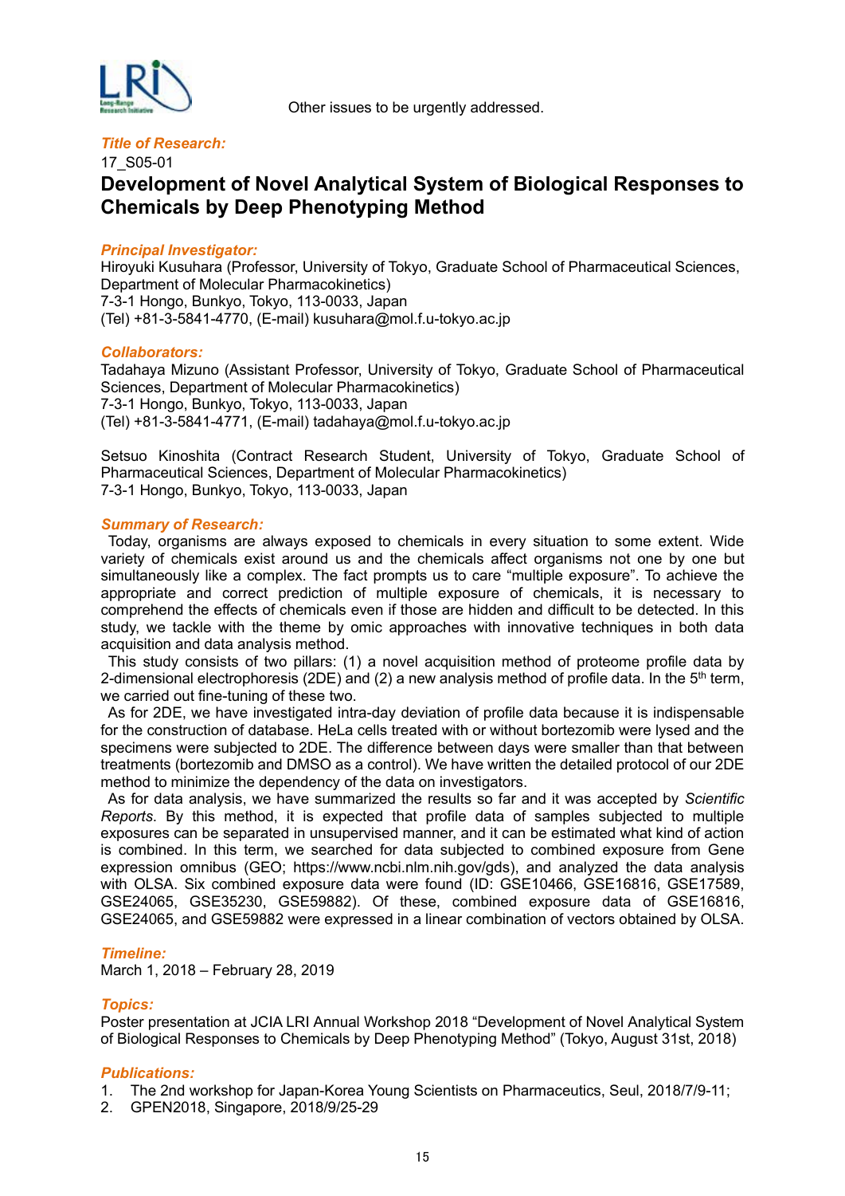Other issues to be urgently addressed.

***Title of Research:***

17_S05-01

## Development of Novel Analytical System of Biological Responses to Chemicals by Deep Phenotyping Method

***Principal Investigator:***

Hiroyuki Kusuhara (Professor, University of Tokyo, Graduate School of Pharmaceutical Sciences, Department of Molecular Pharmacokinetics)
7-3-1 Hongo, Bunkyo, Tokyo, 113-0033, Japan
(Tel) +81-3-5841-4770, (E-mail) kusuhara@mol.f.u-tokyo.ac.jp

***Collaborators:***

Tadahaya Mizuno (Assistant Professor, University of Tokyo, Graduate School of Pharmaceutical Sciences, Department of Molecular Pharmacokinetics)
7-3-1 Hongo, Bunkyo, Tokyo, 113-0033, Japan
(Tel) +81-3-5841-4771, (E-mail) tadahaya@mol.f.u-tokyo.ac.jp

Setsuo Kinoshita (Contract Research Student, University of Tokyo, Graduate School of Pharmaceutical Sciences, Department of Molecular Pharmacokinetics)
7-3-1 Hongo, Bunkyo, Tokyo, 113-0033, Japan

***Summary of Research:***

Today, organisms are always exposed to chemicals in every situation to some extent. Wide variety of chemicals exist around us and the chemicals affect organisms not one by one but simultaneously like a complex. The fact prompts us to care "multiple exposure". To achieve the appropriate and correct prediction of multiple exposure of chemicals, it is necessary to comprehend the effects of chemicals even if those are hidden and difficult to be detected. In this study, we tackle with the theme by omic approaches with innovative techniques in both data acquisition and data analysis method.

This study consists of two pillars: (1) a novel acquisition method of proteome profile data by 2-dimensional electrophoresis (2DE) and (2) a new analysis method of profile data. In the 5th term, we carried out fine-tuning of these two.

As for 2DE, we have investigated intra-day deviation of profile data because it is indispensable for the construction of database. HeLa cells treated with or without bortezomib were lysed and the specimens were subjected to 2DE. The difference between days were smaller than that between treatments (bortezomib and DMSO as a control). We have written the detailed protocol of our 2DE method to minimize the dependency of the data on investigators.

As for data analysis, we have summarized the results so far and it was accepted by *Scientific Reports*. By this method, it is expected that profile data of samples subjected to multiple exposures can be separated in unsupervised manner, and it can be estimated what kind of action is combined. In this term, we searched for data subjected to combined exposure from Gene expression omnibus (GEO; https://www.ncbi.nlm.nih.gov/gds), and analyzed the data analysis with OLSA. Six combined exposure data were found (ID: GSE10466, GSE16816, GSE17589, GSE24065, GSE35230, GSE59882). Of these, combined exposure data of GSE16816, GSE24065, and GSE59882 were expressed in a linear combination of vectors obtained by OLSA.

***Timeline:***

March 1, 2018 – February 28, 2019

***Topics:***

Poster presentation at JCIA LRI Annual Workshop 2018 "Development of Novel Analytical System of Biological Responses to Chemicals by Deep Phenotyping Method" (Tokyo, August 31st, 2018)

***Publications:***

1. The 2nd workshop for Japan-Korea Young Scientists on Pharmaceutics, Seul, 2018/7/9-11;
2. GPEN2018, Singapore, 2018/9/25-29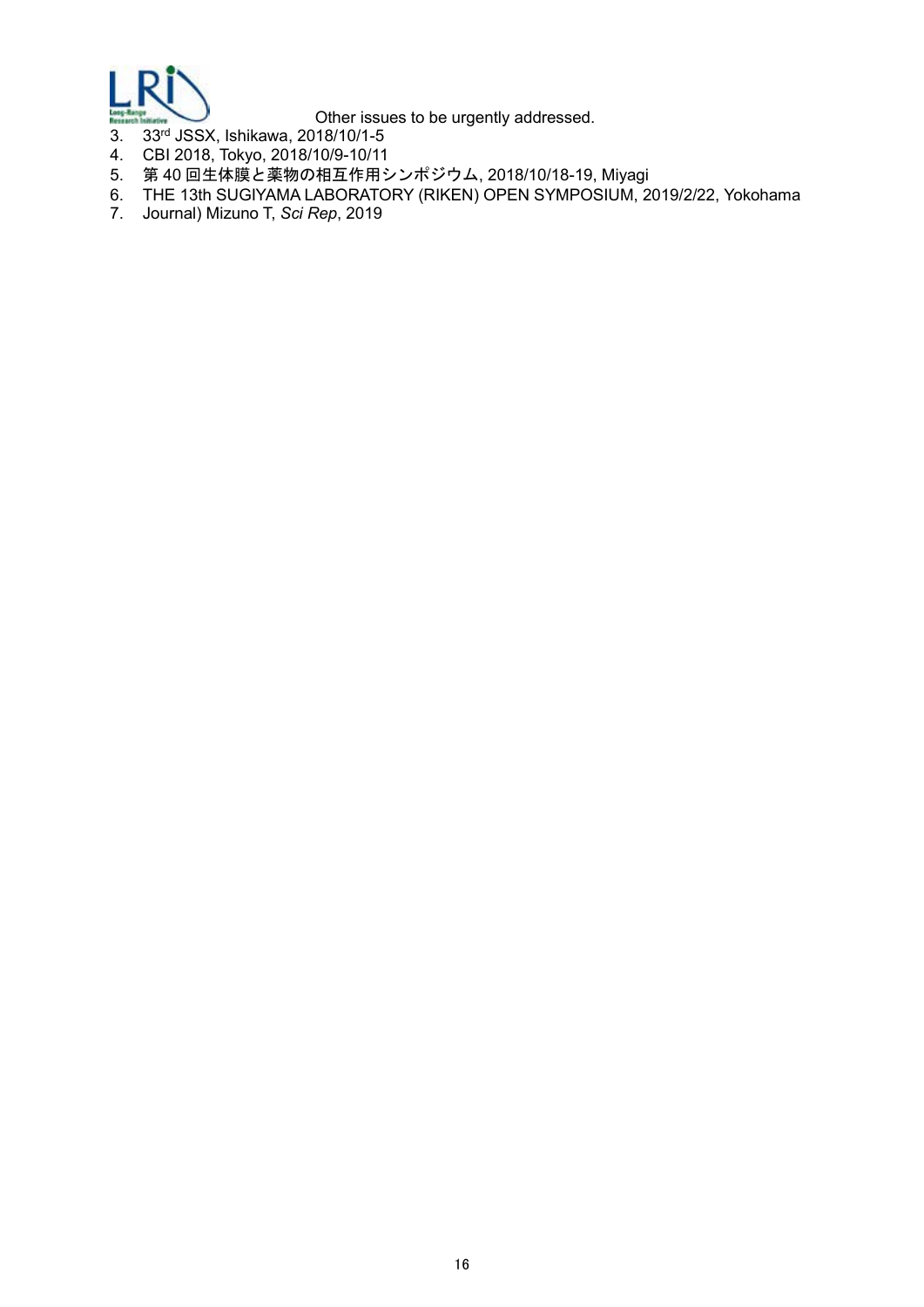Other issues to be urgently addressed.

3. 33rd JSSX, Ishikawa, 2018/10/1-5
4. CBI 2018, Tokyo, 2018/10/9-10/11
5. 第 40 回生体膜と薬物の相互作用シンポジウム, 2018/10/18-19, Miyagi
6. THE 13th SUGIYAMA LABORATORY (RIKEN) OPEN SYMPOSIUM, 2019/2/22, Yokohama
7. Journal) Mizuno T, *Sci Rep*, 2019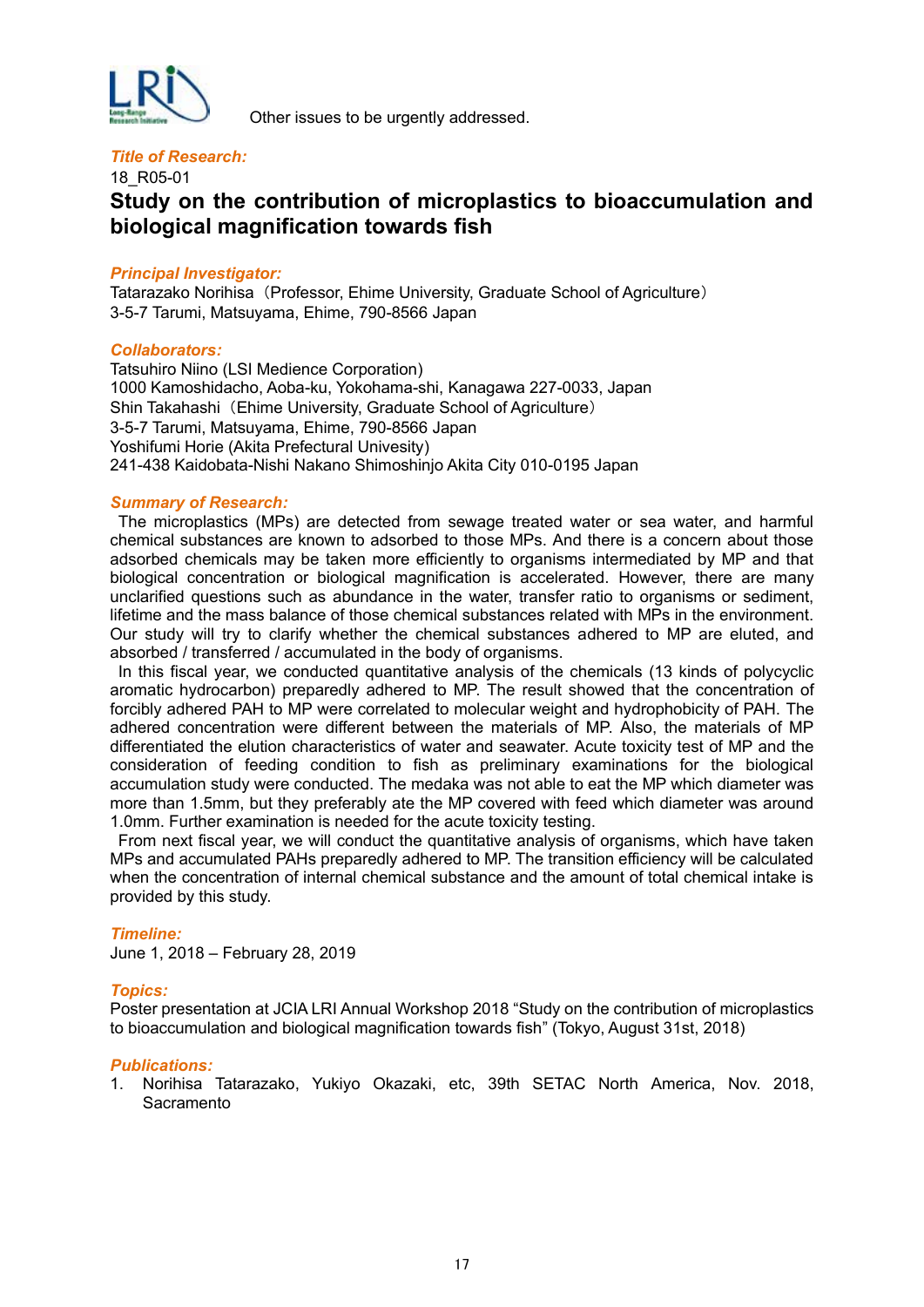Other issues to be urgently addressed.

***Title of Research:***

18_R05-01

## Study on the contribution of microplastics to bioaccumulation and biological magnification towards fish

***Principal Investigator:***

Tatarazako Norihisa（Professor, Ehime University, Graduate School of Agriculture）
3-5-7 Tarumi, Matsuyama, Ehime, 790-8566 Japan

***Collaborators:***

Tatsuhiro Niino (LSI Medience Corporation)
1000 Kamoshidacho, Aoba-ku, Yokohama-shi, Kanagawa 227-0033, Japan
Shin Takahashi（Ehime University, Graduate School of Agriculture）
3-5-7 Tarumi, Matsuyama, Ehime, 790-8566 Japan
Yoshifumi Horie (Akita Prefectural Univesity)
241-438 Kaidobata-Nishi Nakano Shimoshinjo Akita City 010-0195 Japan

***Summary of Research:***

The microplastics (MPs) are detected from sewage treated water or sea water, and harmful chemical substances are known to adsorbed to those MPs. And there is a concern about those adsorbed chemicals may be taken more efficiently to organisms intermediated by MP and that biological concentration or biological magnification is accelerated. However, there are many unclarified questions such as abundance in the water, transfer ratio to organisms or sediment, lifetime and the mass balance of those chemical substances related with MPs in the environment. Our study will try to clarify whether the chemical substances adhered to MP are eluted, and absorbed / transferred / accumulated in the body of organisms.

In this fiscal year, we conducted quantitative analysis of the chemicals (13 kinds of polycyclic aromatic hydrocarbon) preparedly adhered to MP. The result showed that the concentration of forcibly adhered PAH to MP were correlated to molecular weight and hydrophobicity of PAH. The adhered concentration were different between the materials of MP. Also, the materials of MP differentiated the elution characteristics of water and seawater. Acute toxicity test of MP and the consideration of feeding condition to fish as preliminary examinations for the biological accumulation study were conducted. The medaka was not able to eat the MP which diameter was more than 1.5mm, but they preferably ate the MP covered with feed which diameter was around 1.0mm. Further examination is needed for the acute toxicity testing.

From next fiscal year, we will conduct the quantitative analysis of organisms, which have taken MPs and accumulated PAHs preparedly adhered to MP. The transition efficiency will be calculated when the concentration of internal chemical substance and the amount of total chemical intake is provided by this study.

***Timeline:***

June 1, 2018 – February 28, 2019

***Topics:***

Poster presentation at JCIA LRI Annual Workshop 2018 “Study on the contribution of microplastics to bioaccumulation and biological magnification towards fish” (Tokyo, August 31st, 2018)

***Publications:***

1. Norihisa Tatarazako, Yukiyo Okazaki, etc, 39th SETAC North America, Nov. 2018, Sacramento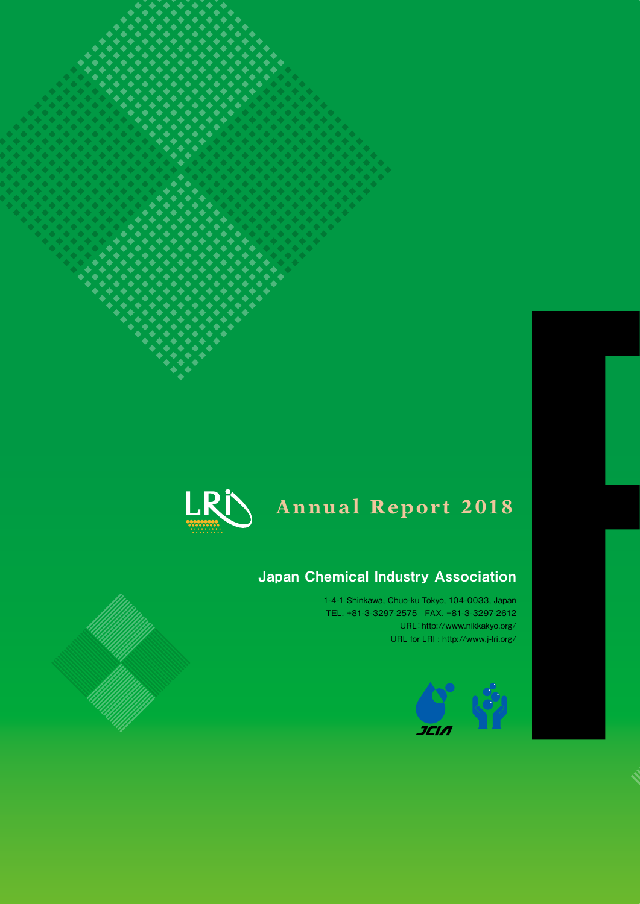LRi

# Annual Report 2018

## Japan Chemical Industry Association

1-4-1 Shinkawa, Chuo-ku Tokyo, 104-0033, Japan
TEL. +81-3-3297-2575　FAX. +81-3-3297-2612
URL : http://www.nikkakyo.org/
URL for LRI : http://www.j-lri.org/

JCIA